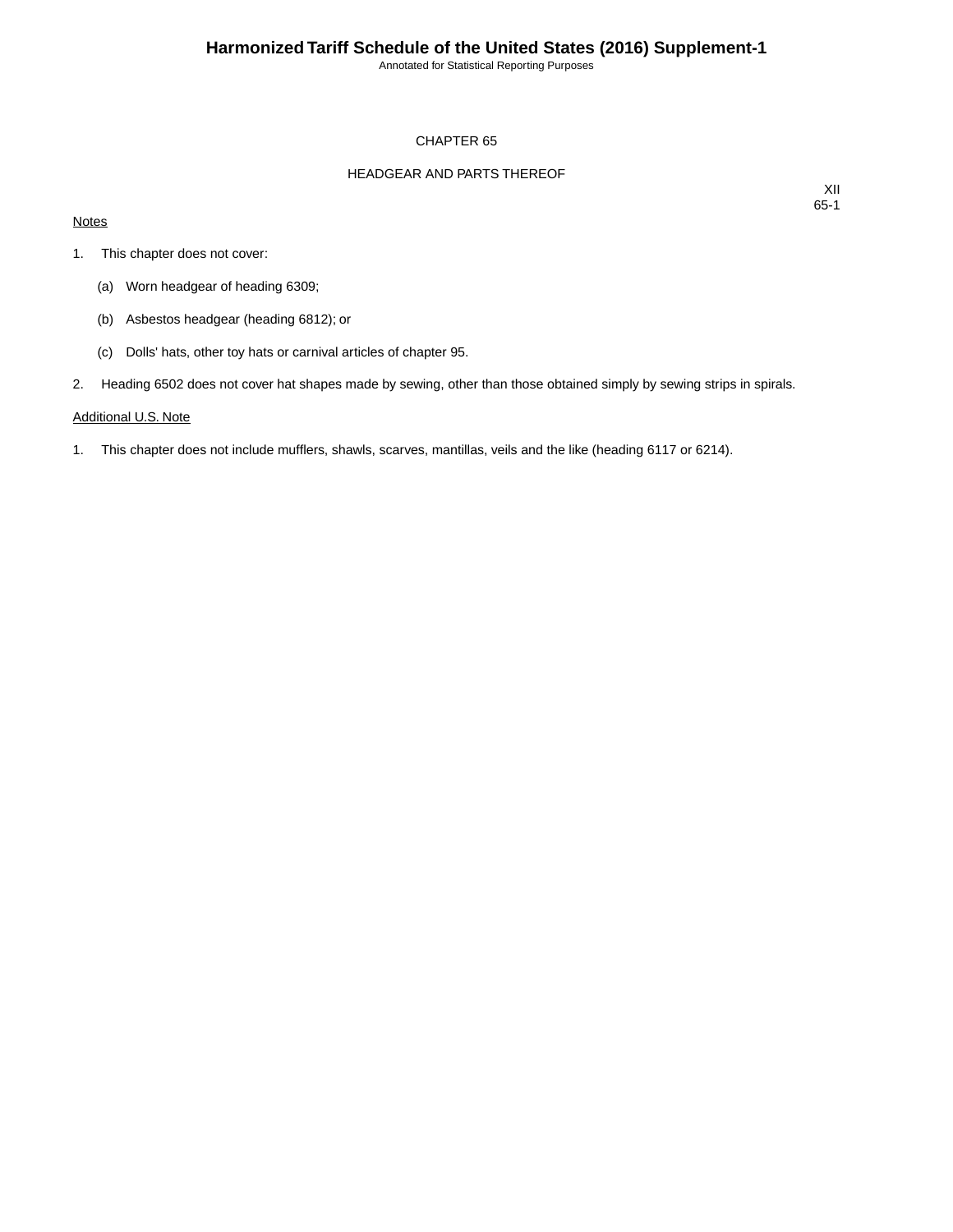# CHAPTER 65

## HEADGEAR AND PARTS THEREOF

XII
65-1

Notes

1. This chapter does not cover:

   (a) Worn headgear of heading 6309;

   (b) Asbestos headgear (heading 6812); or

   (c) Dolls' hats, other toy hats or carnival articles of chapter 95.

2. Heading 6502 does not cover hat shapes made by sewing, other than those obtained simply by sewing strips in spirals.

Additional U.S. Note

1. This chapter does not include mufflers, shawls, scarves, mantillas, veils and the like (heading 6117 or 6214).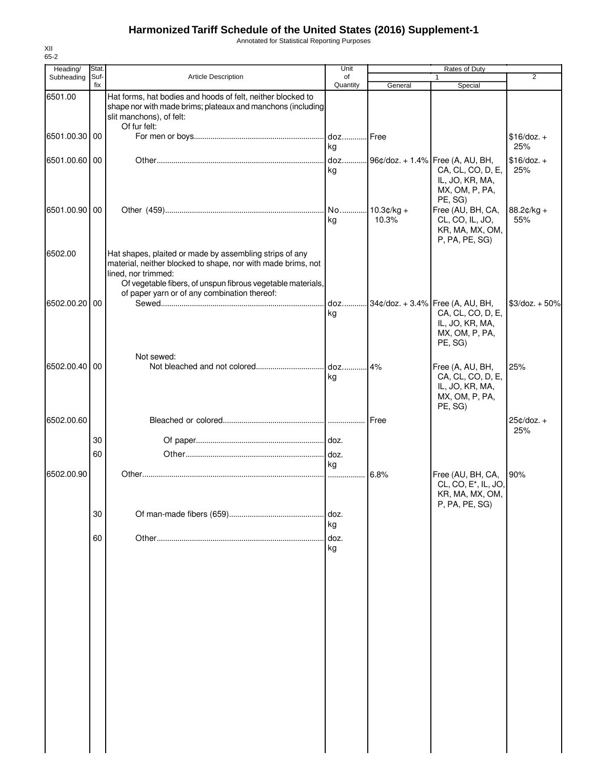# Harmonized Tariff Schedule of the United States (2016) Supplement-1

Annotated for Statistical Reporting Purposes

XII
65-2

| Heading/ Subheading | Stat. Suf- fix | Article Description | Unit of Quantity | Rates of Duty 1 General | Special | 2 |
|---|---|---|---|---|---|---|
| 6501.00 | | Hat forms, hat bodies and hoods of felt, neither blocked to shape nor with made brims; plateaux and manchons (including slit manchons), of felt: | | | | |
| | | Of fur felt: | | | | |
| 6501.00.30 | 00 | For men or boys | doz. kg | Free | | $16/doz. + 25% |
| 6501.00.60 | 00 | Other | doz. kg | 96¢/doz. + 1.4% | Free (A, AU, BH, CA, CL, CO, D, E, IL, JO, KR, MA, MX, OM, P, PA, PE, SG) | $16/doz. + 25% |
| 6501.00.90 | 00 | Other (459) | No. kg | 10.3¢/kg + 10.3% | Free (AU, BH, CA, CL, CO, IL, JO, KR, MA, MX, OM, P, PA, PE, SG) | 88.2¢/kg + 55% |
| 6502.00 | | Hat shapes, plaited or made by assembling strips of any material, neither blocked to shape, nor with made brims, not lined, nor trimmed: | | | | |
| | | Of vegetable fibers, of unspun fibrous vegetable materials, of paper yarn or of any combination thereof: | | | | |
| 6502.00.20 | 00 | Sewed | doz. kg | 34¢/doz. + 3.4% | Free (A, AU, BH, CA, CL, CO, D, E, IL, JO, KR, MA, MX, OM, P, PA, PE, SG) | $3/doz. + 50% |
| | | Not sewed: | | | | |
| 6502.00.40 | 00 | Not bleached and not colored | doz. kg | 4% | Free (A, AU, BH, CA, CL, CO, D, E, IL, JO, KR, MA, MX, OM, P, PA, PE, SG) | 25% |
| 6502.00.60 | | Bleached or colored | | Free | | 25¢/doz. + 25% |
| | 30 | Of paper | doz. | | | |
| | 60 | Other | doz. kg | | | |
| 6502.00.90 | | Other | | 6.8% | Free (AU, BH, CA, CL, CO, E*, IL, JO, KR, MA, MX, OM, P, PA, PE, SG) | 90% |
| | 30 | Of man-made fibers (659) | doz. kg | | | |
| | 60 | Other | doz. kg | | | |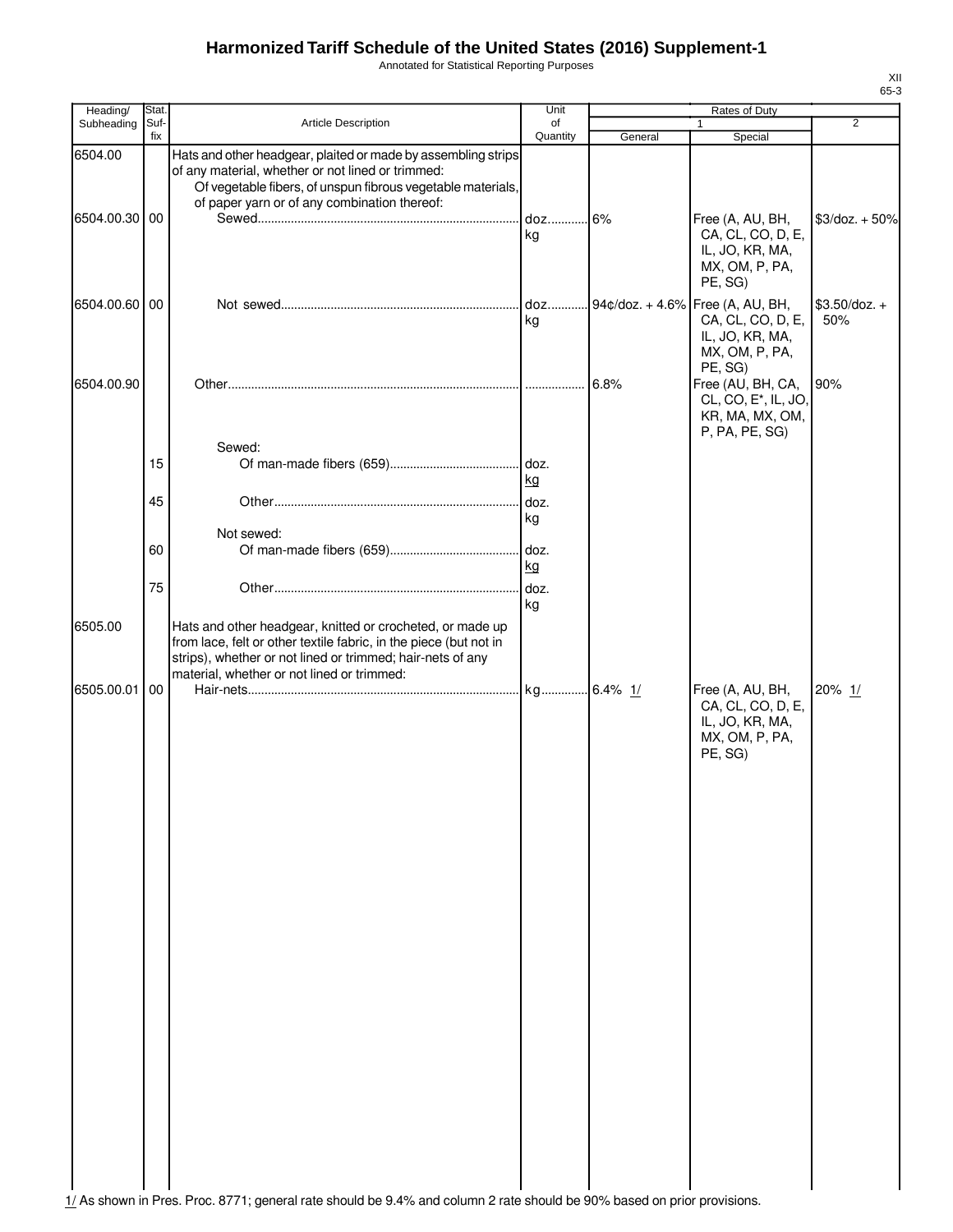# Harmonized Tariff Schedule of the United States (2016) Supplement-1

Annotated for Statistical Reporting Purposes

XII
65-3

| Heading/ Subheading | Stat. Suf-fix | Article Description | Unit of Quantity | Rates of Duty 1 General | Rates of Duty 1 Special | Rates of Duty 2 |
|---|---|---|---|---|---|---|
| 6504.00 | | Hats and other headgear, plaited or made by assembling strips of any material, whether or not lined or trimmed: | | | | |
| | | Of vegetable fibers, of unspun fibrous vegetable materials, of paper yarn or of any combination thereof: | | | | |
| 6504.00.30 | 00 | Sewed | doz. kg | 6% | Free (A, AU, BH, CA, CL, CO, D, E, IL, JO, KR, MA, MX, OM, P, PA, PE, SG) | $3/doz. + 50% |
| 6504.00.60 | 00 | Not sewed | doz. kg | 94¢/doz. + 4.6% | Free (A, AU, BH, CA, CL, CO, D, E, IL, JO, KR, MA, MX, OM, P, PA, PE, SG) | $3.50/doz. + 50% |
| 6504.00.90 | | Other | | 6.8% | Free (AU, BH, CA, CL, CO, E*, IL, JO, KR, MA, MX, OM, P, PA, PE, SG) | 90% |
| | | Sewed: | | | | |
| | 15 | Of man-made fibers (659) | doz. kg | | | |
| | 45 | Other | doz. kg | | | |
| | | Not sewed: | | | | |
| | 60 | Of man-made fibers (659) | doz. kg | | | |
| | 75 | Other | doz. kg | | | |
| 6505.00 | | Hats and other headgear, knitted or crocheted, or made up from lace, felt or other textile fabric, in the piece (but not in strips), whether or not lined or trimmed; hair-nets of any material, whether or not lined or trimmed: | | | | |
| 6505.00.01 | 00 | Hair-nets | kg | 6.4% 1/ | Free (A, AU, BH, CA, CL, CO, D, E, IL, JO, KR, MA, MX, OM, P, PA, PE, SG) | 20% 1/ |

1/ As shown in Pres. Proc. 8771; general rate should be 9.4% and column 2 rate should be 90% based on prior provisions.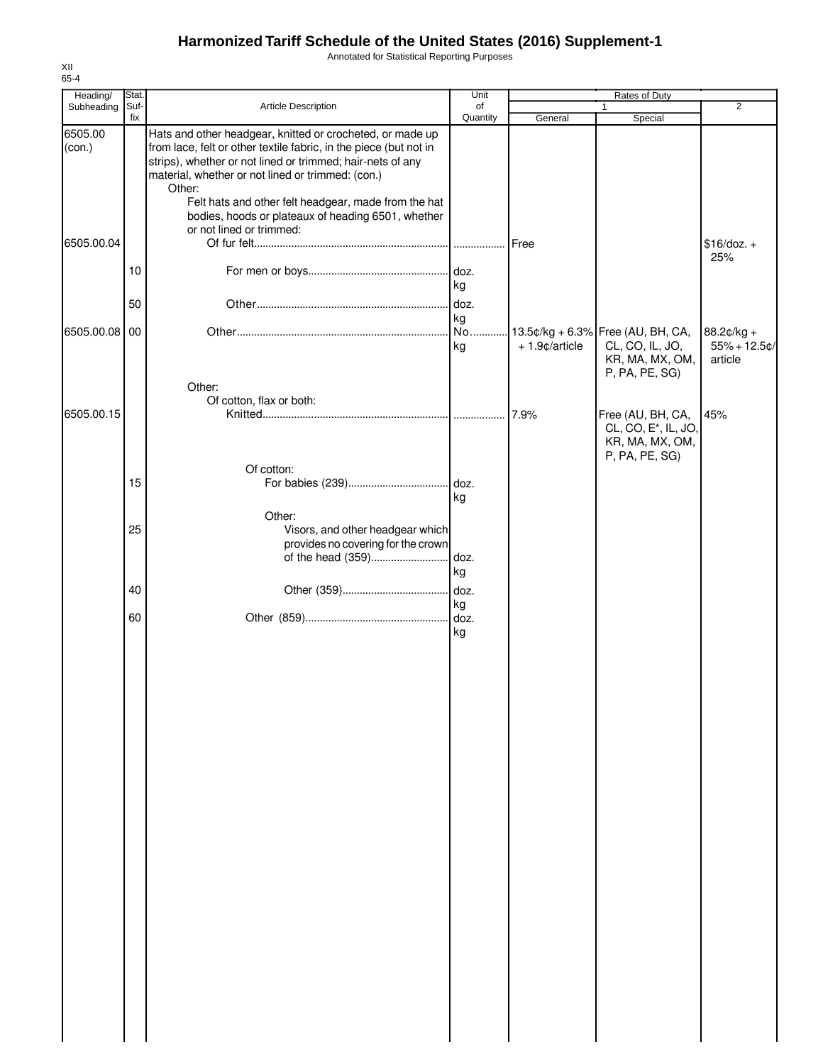# Harmonized Tariff Schedule of the United States (2016) Supplement-1

Annotated for Statistical Reporting Purposes

XII
65-4

| Heading/ Subheading | Stat. Suf-fix | Article Description | Unit of Quantity | Rates of Duty 1 General | Rates of Duty 1 Special | Rates of Duty 2 |
|---|---|---|---|---|---|---|
| 6505.00 (con.) | | Hats and other headgear, knitted or crocheted, or made up from lace, felt or other textile fabric, in the piece (but not in strips), whether or not lined or trimmed; hair-nets of any material, whether or not lined or trimmed: (con.) | | | | |
| | | Other: | | | | |
| | | Felt hats and other felt headgear, made from the hat bodies, hoods or plateaux of heading 6501, whether or not lined or trimmed: | | | | |
| 6505.00.04 | | Of fur felt | | Free | | $16/doz. + 25% |
| | 10 | For men or boys | doz. kg | | | |
| | 50 | Other | doz. kg | | | |
| 6505.00.08 | 00 | Other | No. kg | 13.5¢/kg + 6.3% + 1.9¢/article | Free (AU, BH, CA, CL, CO, IL, JO, KR, MA, MX, OM, P, PA, PE, SG) | 88.2¢/kg + 55% + 12.5¢/ article |
| | | Other: | | | | |
| | | Of cotton, flax or both: | | | | |
| 6505.00.15 | | Knitted | | 7.9% | Free (AU, BH, CA, CL, CO, E*, IL, JO, KR, MA, MX, OM, P, PA, PE, SG) | 45% |
| | | Of cotton: | | | | |
| | 15 | For babies (239) | doz. kg | | | |
| | | Other: | | | | |
| | 25 | Visors, and other headgear which provides no covering for the crown of the head (359) | doz. kg | | | |
| | 40 | Other (359) | doz. kg | | | |
| | 60 | Other (859) | doz. kg | | | |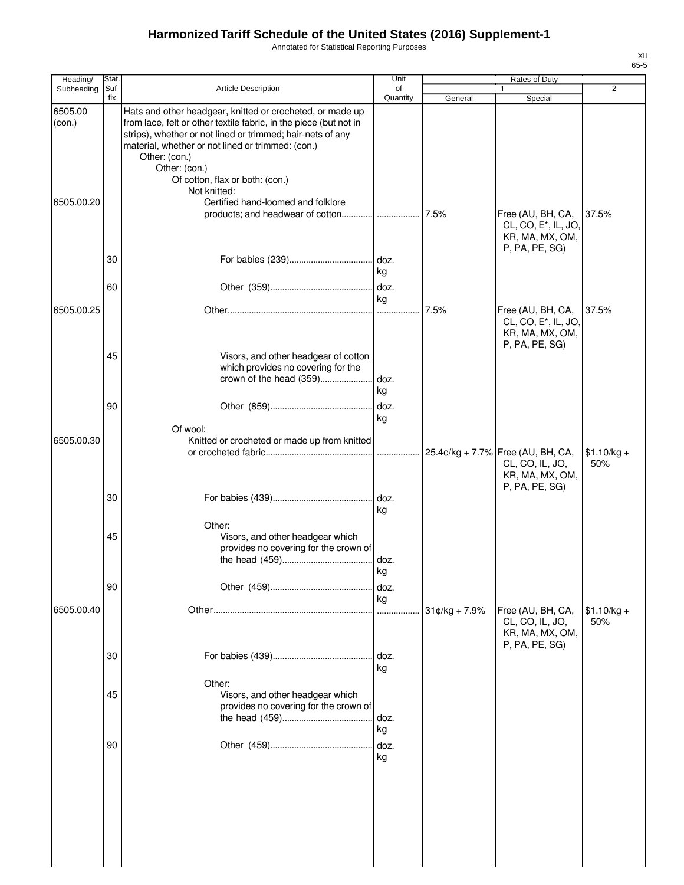# Harmonized Tariff Schedule of the United States (2016) Supplement-1

Annotated for Statistical Reporting Purposes

| Heading/ Subheading | Stat. Suf- fix | Article Description | Unit of Quantity | Rates of Duty 1 General | Special | 2 |
|---|---|---|---|---|---|---|
| 6505.00 (con.) | | Hats and other headgear, knitted or crocheted, or made up from lace, felt or other textile fabric, in the piece (but not in strips), whether or not lined or trimmed; hair-nets of any material, whether or not lined or trimmed: (con.) | | | | |
| | | Other: (con.) | | | | |
| | | Other: (con.) | | | | |
| | | Of cotton, flax or both: (con.) | | | | |
| | | Not knitted: | | | | |
| 6505.00.20 | | Certified hand-loomed and folklore products; and headwear of cotton | | 7.5% | Free (AU, BH, CA, CL, CO, E*, IL, JO, KR, MA, MX, OM, P, PA, PE, SG) | 37.5% |
| | 30 | For babies (239) | doz. kg | | | |
| | 60 | Other (359) | doz. kg | | | |
| 6505.00.25 | | Other | | 7.5% | Free (AU, BH, CA, CL, CO, E*, IL, JO, KR, MA, MX, OM, P, PA, PE, SG) | 37.5% |
| | 45 | Visors, and other headgear of cotton which provides no covering for the crown of the head (359) | doz. kg | | | |
| | 90 | Other (859) | doz. kg | | | |
| | | Of wool: | | | | |
| 6505.00.30 | | Knitted or crocheted or made up from knitted or crocheted fabric | | 25.4¢/kg + 7.7% | Free (AU, BH, CA, CL, CO, IL, JO, KR, MA, MX, OM, P, PA, PE, SG) | $1.10/kg + 50% |
| | 30 | For babies (439) | doz. kg | | | |
| | | Other: | | | | |
| | 45 | Visors, and other headgear which provides no covering for the crown of the head (459) | doz. kg | | | |
| | 90 | Other (459) | doz. kg | | | |
| 6505.00.40 | | Other | | 31¢/kg + 7.9% | Free (AU, BH, CA, CL, CO, IL, JO, KR, MA, MX, OM, P, PA, PE, SG) | $1.10/kg + 50% |
| | 30 | For babies (439) | doz. kg | | | |
| | | Other: | | | | |
| | 45 | Visors, and other headgear which provides no covering for the crown of the head (459) | doz. kg | | | |
| | 90 | Other (459) | doz. kg | | | |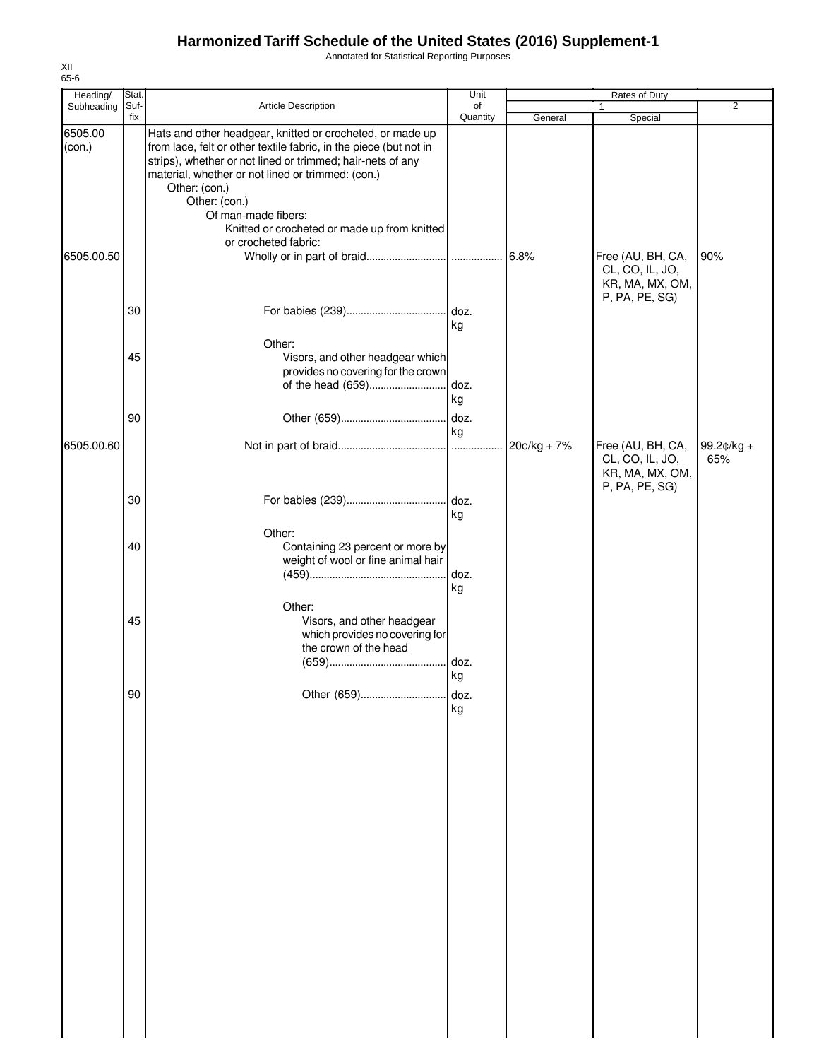# Harmonized Tariff Schedule of the United States (2016) Supplement-1

Annotated for Statistical Reporting Purposes

XII
65-6

| Heading/ Subheading | Stat. Suf- fix | Article Description | Unit of Quantity | Rates of Duty 1 General | Special | 2 |
|---|---|---|---|---|---|---|
| 6505.00 (con.) | | Hats and other headgear, knitted or crocheted, or made up from lace, felt or other textile fabric, in the piece (but not in strips), whether or not lined or trimmed; hair-nets of any material, whether or not lined or trimmed: (con.) | | | | |
| | | Other: (con.) | | | | |
| | | Other: (con.) | | | | |
| | | Of man-made fibers: | | | | |
| | | Knitted or crocheted or made up from knitted or crocheted fabric: | | | | |
| 6505.00.50 | | Wholly or in part of braid | | 6.8% | Free (AU, BH, CA, CL, CO, IL, JO, KR, MA, MX, OM, P, PA, PE, SG) | 90% |
| | 30 | For babies (239) | doz. kg | | | |
| | | Other: | | | | |
| | 45 | Visors, and other headgear which provides no covering for the crown of the head (659) | doz. kg | | | |
| | 90 | Other (659) | doz. kg | | | |
| 6505.00.60 | | Not in part of braid | | 20¢/kg + 7% | Free (AU, BH, CA, CL, CO, IL, JO, KR, MA, MX, OM, P, PA, PE, SG) | 99.2¢/kg + 65% |
| | 30 | For babies (239) | doz. kg | | | |
| | | Other: | | | | |
| | 40 | Containing 23 percent or more by weight of wool or fine animal hair (459) | doz. kg | | | |
| | | Other: | | | | |
| | 45 | Visors, and other headgear which provides no covering for the crown of the head (659) | doz. kg | | | |
| | 90 | Other (659) | doz. kg | | | |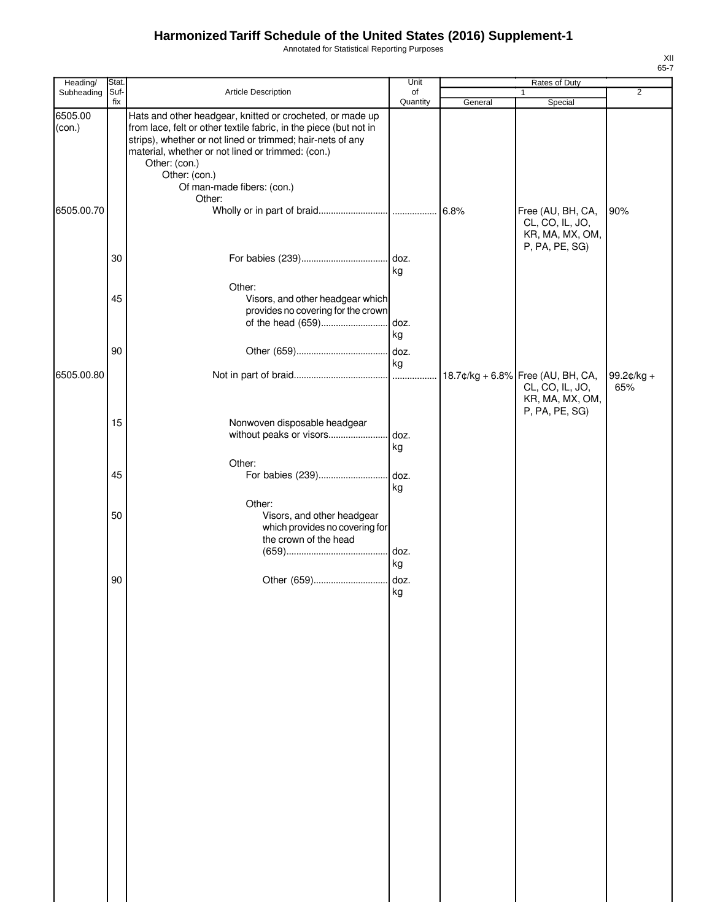# Harmonized Tariff Schedule of the United States (2016) Supplement-1

Annotated for Statistical Reporting Purposes

| Heading/ Subheading | Stat. Suf- fix | Article Description | Unit of Quantity | Rates of Duty 1 General | Rates of Duty 1 Special | Rates of Duty 2 |
|---|---|---|---|---|---|---|
| 6505.00 (con.) | | Hats and other headgear, knitted or crocheted, or made up from lace, felt or other textile fabric, in the piece (but not in strips), whether or not lined or trimmed; hair-nets of any material, whether or not lined or trimmed: (con.) | | | | |
| | | Other: (con.) | | | | |
| | | Other: (con.) | | | | |
| | | Of man-made fibers: (con.) | | | | |
| | | Other: | | | | |
| 6505.00.70 | | Wholly or in part of braid | | 6.8% | Free (AU, BH, CA, CL, CO, IL, JO, KR, MA, MX, OM, P, PA, PE, SG) | 90% |
| | 30 | For babies (239) | doz. kg | | | |
| | | Other: | | | | |
| | 45 | Visors, and other headgear which provides no covering for the crown of the head (659) | doz. kg | | | |
| | 90 | Other (659) | doz. kg | | | |
| 6505.00.80 | | Not in part of braid | | 18.7¢/kg + 6.8% | Free (AU, BH, CA, CL, CO, IL, JO, KR, MA, MX, OM, P, PA, PE, SG) | 99.2¢/kg + 65% |
| | 15 | Nonwoven disposable headgear without peaks or visors | doz. kg | | | |
| | | Other: | | | | |
| | 45 | For babies (239) | doz. kg | | | |
| | | Other: | | | | |
| | 50 | Visors, and other headgear which provides no covering for the crown of the head (659) | doz. kg | | | |
| | 90 | Other (659) | doz. kg | | | |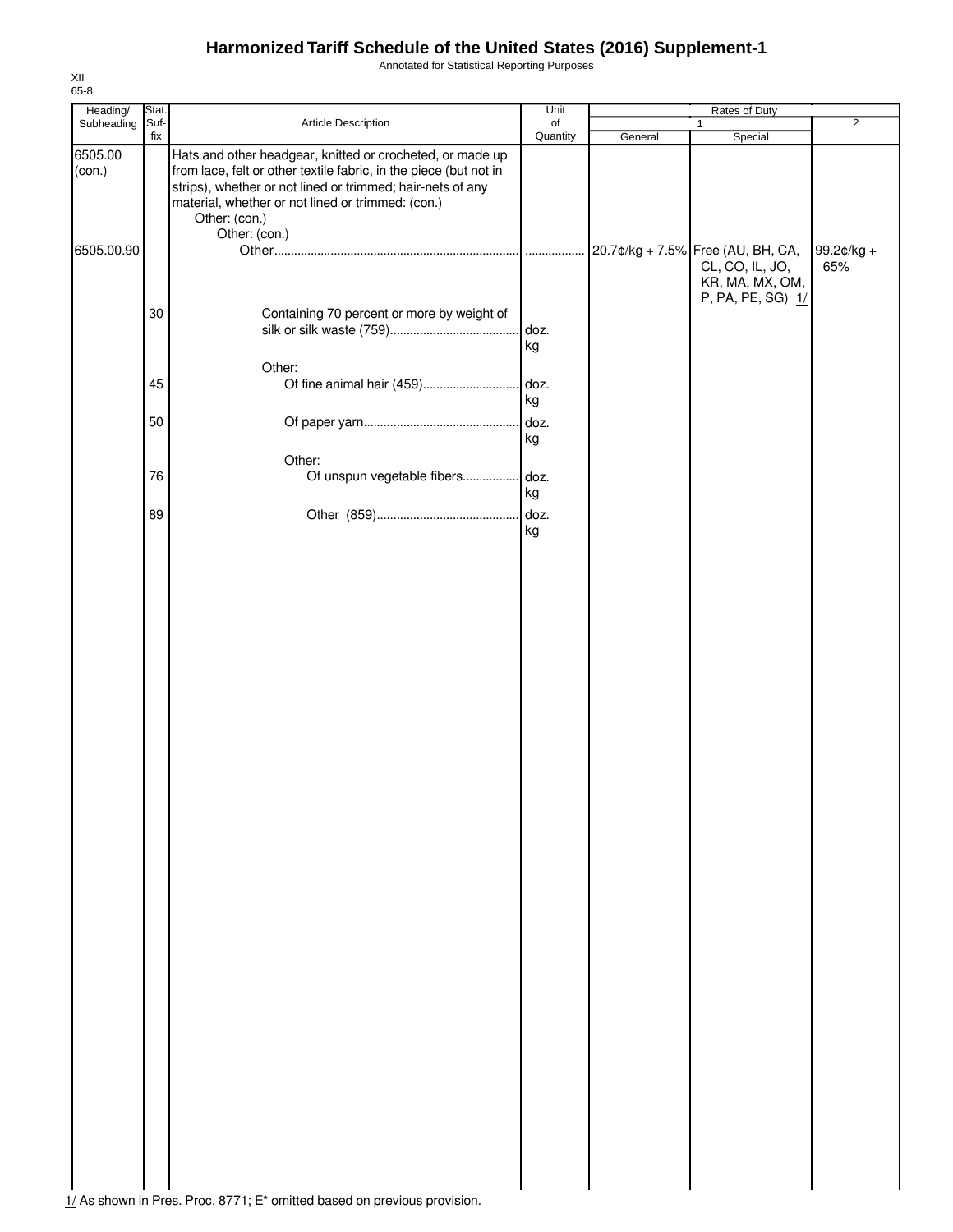# Harmonized Tariff Schedule of the United States (2016) Supplement-1

Annotated for Statistical Reporting Purposes

XII
65-8

| Heading/ Subheading | Stat. Suf-fix | Article Description | Unit of Quantity | Rates of Duty 1 General | Rates of Duty 1 Special | Rates of Duty 2 |
|---|---|---|---|---|---|---|
| 6505.00 (con.) | | Hats and other headgear, knitted or crocheted, or made up from lace, felt or other textile fabric, in the piece (but not in strips), whether or not lined or trimmed; hair-nets of any material, whether or not lined or trimmed: (con.) | | | | |
| | | Other: (con.) | | | | |
| | | Other: (con.) | | | | |
| 6505.00.90 | | Other | | 20.7¢/kg + 7.5% | Free (AU, BH, CA, CL, CO, IL, JO, KR, MA, MX, OM, P, PA, PE, SG) 1/ | 99.2¢/kg + 65% |
| | 30 | Containing 70 percent or more by weight of silk or silk waste (759) | doz. kg | | | |
| | | Other: | | | | |
| | 45 | Of fine animal hair (459) | doz. kg | | | |
| | 50 | Of paper yarn | doz. kg | | | |
| | | Other: | | | | |
| | 76 | Of unspun vegetable fibers | doz. kg | | | |
| | 89 | Other (859) | doz. kg | | | |

1/ As shown in Pres. Proc. 8771; E* omitted based on previous provision.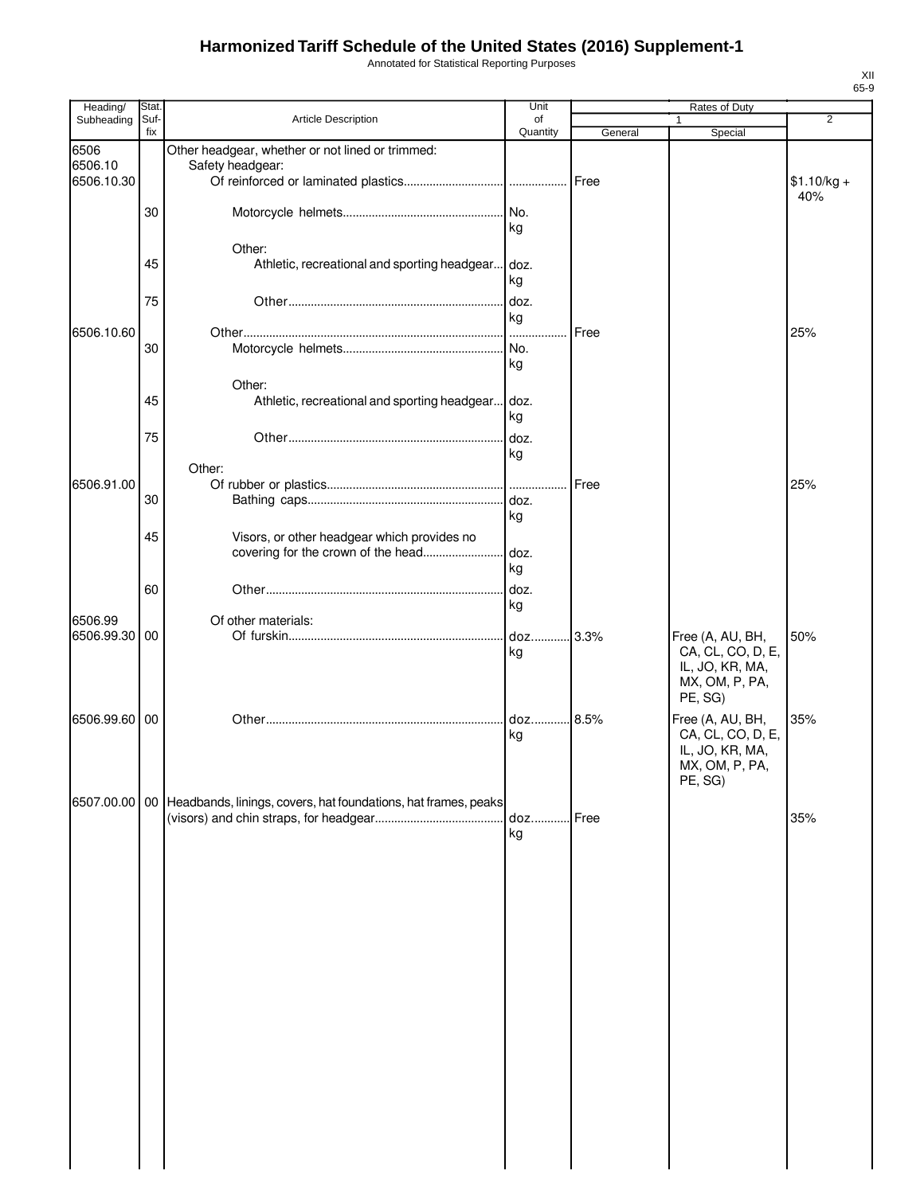# Harmonized Tariff Schedule of the United States (2016) Supplement-1

Annotated for Statistical Reporting Purposes

XII
65-9

| Heading/ Subheading | Stat. Suf- fix | Article Description | Unit of Quantity | Rates of Duty 1 General | Special | 2 |
|---|---|---|---|---|---|---|
| 6506 | | Other headgear, whether or not lined or trimmed: | | | | |
| 6506.10 | | Safety headgear: | | | | |
| 6506.10.30 | | Of reinforced or laminated plastics | | Free | | $1.10/kg + 40% |
| | 30 | Motorcycle helmets | No. kg | | | |
| | | Other: | | | | |
| | 45 | Athletic, recreational and sporting headgear | doz. kg | | | |
| | 75 | Other | doz. kg | | | |
| 6506.10.60 | | Other | | Free | | 25% |
| | 30 | Motorcycle helmets | No. kg | | | |
| | | Other: | | | | |
| | 45 | Athletic, recreational and sporting headgear | doz. kg | | | |
| | 75 | Other | doz. kg | | | |
| | | Other: | | | | |
| 6506.91.00 | | Of rubber or plastics | | Free | | 25% |
| | 30 | Bathing caps | doz. kg | | | |
| | 45 | Visors, or other headgear which provides no covering for the crown of the head | doz. kg | | | |
| | 60 | Other | doz. kg | | | |
| 6506.99 | | Of other materials: | | | | |
| 6506.99.30 | 00 | Of furskin | doz. kg | 3.3% | Free (A, AU, BH, CA, CL, CO, D, E, IL, JO, KR, MA, MX, OM, P, PA, PE, SG) | 50% |
| 6506.99.60 | 00 | Other | doz. kg | 8.5% | Free (A, AU, BH, CA, CL, CO, D, E, IL, JO, KR, MA, MX, OM, P, PA, PE, SG) | 35% |
| 6507.00.00 | 00 | Headbands, linings, covers, hat foundations, hat frames, peaks (visors) and chin straps, for headgear | doz. kg | Free | | 35% |